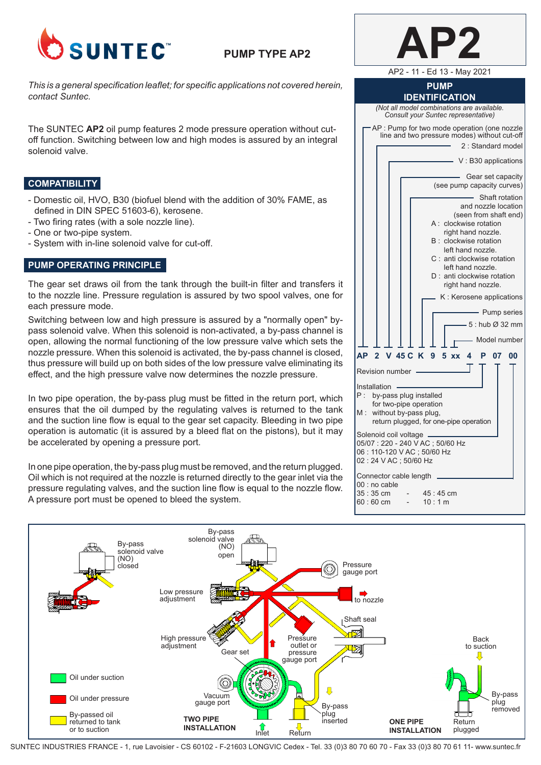# SUNTEC

## PUMP TYPE AP2

# AP2

AP2 - 11 - Ed 13 - May 2021

*This is a general specification leaflet; for specific applications not covered herein, contact Suntec.*

The SUNTEC **AP2** oil pump features 2 mode pressure operation without cut-off function. Switching between low and high modes is assured by an integral solenoid valve.

## COMPATIBILITY

- Domestic oil, HVO, B30 (biofuel blend with the addition of 30% FAME, as defined in DIN SPEC 51603-6), kerosene.
- Two firing rates (with a sole nozzle line).
- One or two-pipe system.
- System with in-line solenoid valve for cut-off.

## PUMP OPERATING PRINCIPLE

The gear set draws oil from the tank through the built-in filter and transfers it to the nozzle line. Pressure regulation is assured by two spool valves, one for each pressure mode.

Switching between low and high pressure is assured by a "normally open" by-pass solenoid valve. When this solenoid is non-activated, a by-pass channel is open, allowing the normal functioning of the low pressure valve which sets the nozzle pressure. When this solenoid is activated, the by-pass channel is closed, thus pressure will build up on both sides of the low pressure valve eliminating its effect, and the high pressure valve now determines the nozzle pressure.

In two pipe operation, the by-pass plug must be fitted in the return port, which ensures that the oil dumped by the regulating valves is returned to the tank and the suction line flow is equal to the gear set capacity. Bleeding in two pipe operation is automatic (it is assured by a bleed flat on the pistons), but it may be accelerated by opening a pressure port.

In one pipe operation, the by-pass plug must be removed, and the return plugged. Oil which is not required at the nozzle is returned directly to the gear inlet via the pressure regulating valves, and the suction line flow is equal to the nozzle flow. A pressure port must be opened to bleed the system.

## PUMP IDENTIFICATION

*(Not all model combinations are available. Consult your Suntec representative)*

**AP 2 V 45 C K 9 5 xx 4 P 07 00**

- AP : Pump for two mode operation (one nozzle line and two pressure modes) without cut-off
- 2 : Standard model
- V : B30 applications
- Gear set capacity (see pump capacity curves)
- Shaft rotation and nozzle location (seen from shaft end)
  - A : clockwise rotation right hand nozzle.
  - B : clockwise rotation left hand nozzle.
  - C : anti clockwise rotation left hand nozzle.
  - D : anti clockwise rotation right hand nozzle.
- K : Kerosene applications
- Pump series
- 5 : hub Ø 32 mm
- Model number
- Revision number
- Installation
  - P : by-pass plug installed for two-pipe operation
  - M : without by-pass plug, return plugged, for one-pipe operation
- Solenoid coil voltage
  - 05/07 : 220 - 240 V AC ; 50/60 Hz
  - 06 : 110-120 V AC ; 50/60 Hz
  - 02 : 24 V AC ; 50/60 Hz
- Connector cable length
  - 00 : no cable
  - 35 : 35 cm - 45 : 45 cm
  - 60 : 60 cm - 10 : 1 m

By-pass solenoid valve (NO) closed — By-pass solenoid valve (NO) open — Pressure gauge port — Low pressure adjustment — to nozzle — Shaft seal — High pressure adjustment — Gear set — Pressure outlet or pressure gauge port — Back to suction — Vacuum gauge port — By-pass plug inserted — By-pass plug removed — Inlet — Return — Return plugged

- Oil under suction
- Oil under pressure
- By-passed oil returned to tank or to suction

**TWO PIPE INSTALLATION** — **ONE PIPE INSTALLATION**

SUNTEC INDUSTRIES FRANCE - 1, rue Lavoisier - CS 60102 - F-21603 LONGVIC Cedex - Tel. 33 (0)3 80 70 60 70 - Fax 33 (0)3 80 70 61 11- www.suntec.fr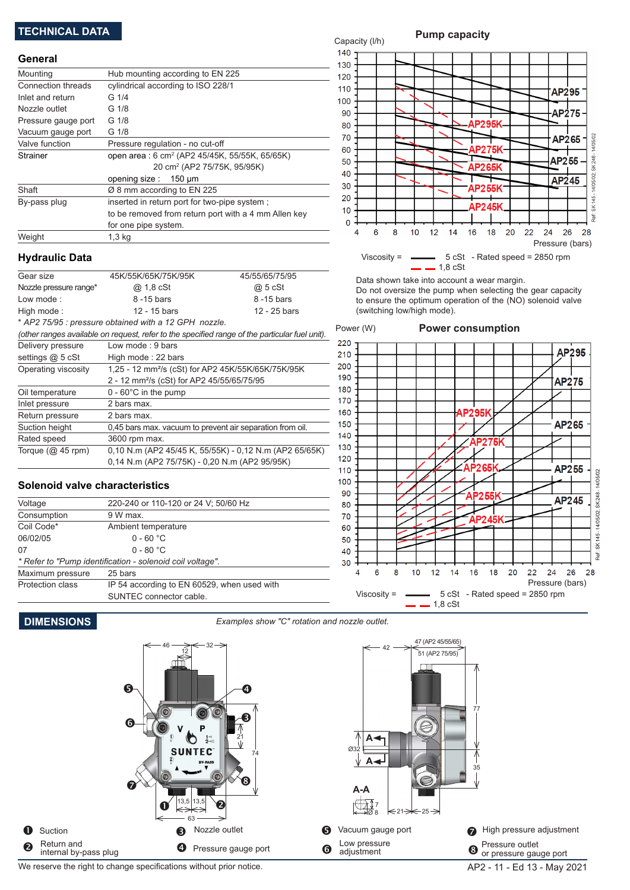## TECHNICAL DATA

### General

| | |
|---|---|
| Mounting | Hub mounting according to EN 225 |
| Connection threads | cylindrical according to ISO 228/1 |
| Inlet and return | G 1/4 |
| Nozzle outlet | G 1/8 |
| Pressure gauge port | G 1/8 |
| Vacuum gauge port | G 1/8 |
| Valve function | Pressure regulation - no cut-off |
| Strainer | open area : 6 cm² (AP2 45/45K, 55/55K, 65/65K) 20 cm² (AP2 75/75K, 95/95K) opening size : 150 µm |
| Shaft | Ø 8 mm according to EN 225 |
| By-pass plug | inserted in return port for two-pipe system ; to be removed from return port with a 4 mm Allen key for one pipe system. |
| Weight | 1,3 kg |

### Hydraulic Data

| Gear size | 45K/55K/65K/75K/95K | 45/55/65/75/95 |
|---|---|---|
| Nozzle pressure range* | @ 1,8 cSt | @ 5 cSt |
| Low mode : | 8 -15 bars | 8 -15 bars |
| High mode : | 12 - 15 bars | 12 - 25 bars |

*\* AP2 75/95 : pressure obtained with a 12 GPH nozzle.*

*(other ranges available on request, refer to the specified range of the particular fuel unit).*

| | |
|---|---|
| Delivery pressure settings @ 5 cSt | Low mode : 9 bars High mode : 22 bars |
| Operating viscosity | 1,25 - 12 mm²/s (cSt) for AP2 45K/55K/65K/75K/95K 2 - 12 mm²/s (cSt) for AP2 45/55/65/75/95 |
| Oil temperature | 0 - 60°C in the pump |
| Inlet pressure | 2 bars max. |
| Return pressure | 2 bars max. |
| Suction height | 0,45 bars max. vacuum to prevent air separation from oil. |
| Rated speed | 3600 rpm max. |
| Torque (@ 45 rpm) | 0,10 N.m (AP2 45/45 K, 55/55K) - 0,12 N.m (AP2 65/65K) 0,14 N.m (AP2 75/75K) - 0,20 N.m (AP2 95/95K) |

### Solenoid valve characteristics

| | |
|---|---|
| Voltage | 220-240 or 110-120 or 24 V; 50/60 Hz |
| Consumption | 9 W max. |
| Coil Code* | Ambient temperature |
| 06/02/05 | 0 - 60 °C |
| 07 | 0 - 80 °C |

*\* Refer to "Pump identification - solenoid coil voltage".*

| | |
|---|---|
| Maximum pressure | 25 bars |
| Protection class | IP 54 according to EN 60529, when used with SUNTEC connector cable. |

### Pump capacity

Capacity (l/h)

140, 130, 120, 110, 100, 90, 80, 70, 60, 50, 40, 30, 20, 10, 0

4, 6, 8, 10, 12, 14, 16, 18, 20, 22, 24, 26, 28

Pressure (bars)

AP295, AP275, AP265, AP255, AP245, AP295K, AP275K, AP265K, AP255K, AP245K

Ref : SK 145 - 14/05/02; SK 248 - 14/05/02

Viscosity = 5 cSt - Rated speed = 2850 rpm
1,8 cSt

Data shown take into account a wear margin.
Do not oversize the pump when selecting the gear capacity to ensure the optimum operation of the (NO) solenoid valve (switching low/high mode).

### Power consumption

Power (W)

220, 210, 200, 190, 180, 170, 160, 150, 140, 130, 120, 110, 100, 90, 80, 70, 60, 50, 40, 30

4, 6, 8, 10, 12, 14, 16, 18, 20, 22, 24, 26, 28

Pressure (bars)

AP295, AP275, AP265, AP255, AP245, AP295K, AP275K, AP265K, AP255K, AP245K

Ref: SK 145 - 14/05/02; SK 248 - 14/05/02

Viscosity = 5 cSt - Rated speed = 2850 rpm
1,8 cSt

## DIMENSIONS

*Examples show "C" rotation and nozzle outlet.*

46, 32, 12, 21, 74, 13,5, 13,5, 63

42, 47 (AP2 45/55/65), 51 (AP2 75/95), 77, 35, Ø32, A-A, 7, Ø 8, 21, 25

1. Suction
2. Return and internal by-pass plug
3. Nozzle outlet
4. Pressure gauge port
5. Vacuum gauge port
6. Low pressure adjustment
7. High pressure adjustment
8. Pressure outlet or pressure gauge port

We reserve the right to change specifications without prior notice.

AP2 - 11 - Ed 13 - May 2021